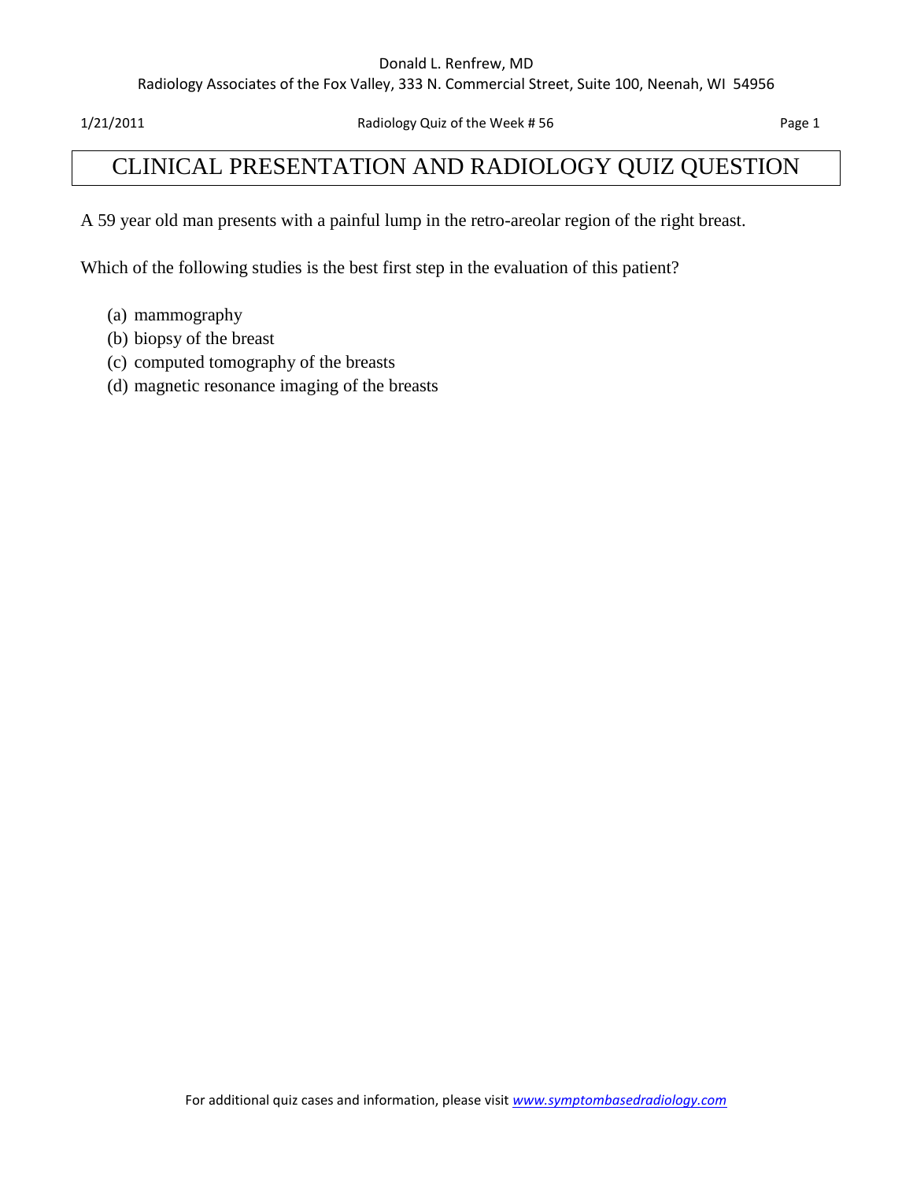# CLINICAL PRESENTATION AND RADIOLOGY QUIZ QUESTION

A 59 year old man presents with a painful lump in the retro-areolar region of the right breast.

Which of the following studies is the best first step in the evaluation of this patient?

(a) mammography
(b) biopsy of the breast
(c) computed tomography of the breasts
(d) magnetic resonance imaging of the breasts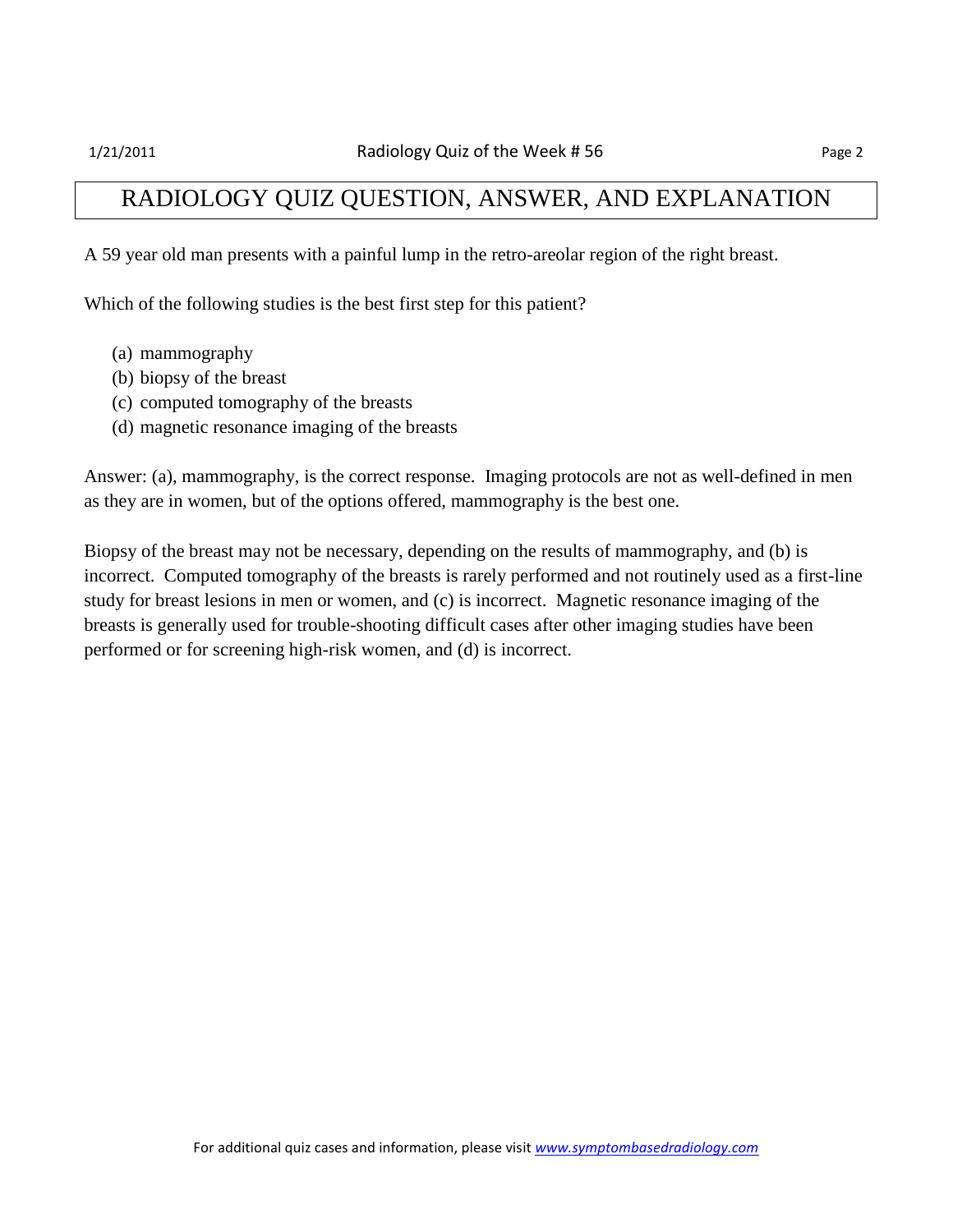# RADIOLOGY QUIZ QUESTION, ANSWER, AND EXPLANATION

A 59 year old man presents with a painful lump in the retro-areolar region of the right breast.

Which of the following studies is the best first step for this patient?

(a) mammography
(b) biopsy of the breast
(c) computed tomography of the breasts
(d) magnetic resonance imaging of the breasts

Answer: (a), mammography, is the correct response. Imaging protocols are not as well-defined in men as they are in women, but of the options offered, mammography is the best one.

Biopsy of the breast may not be necessary, depending on the results of mammography, and (b) is incorrect. Computed tomography of the breasts is rarely performed and not routinely used as a first-line study for breast lesions in men or women, and (c) is incorrect. Magnetic resonance imaging of the breasts is generally used for trouble-shooting difficult cases after other imaging studies have been performed or for screening high-risk women, and (d) is incorrect.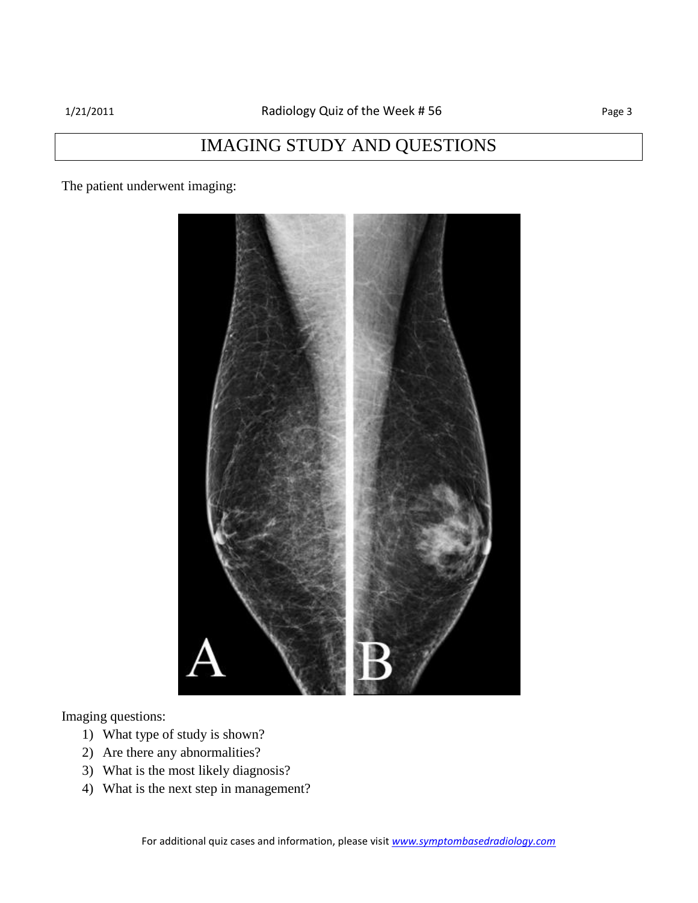# IMAGING STUDY AND QUESTIONS

The patient underwent imaging:

Imaging questions:

1) What type of study is shown?
2) Are there any abnormalities?
3) What is the most likely diagnosis?
4) What is the next step in management?

For additional quiz cases and information, please visit www.symptombasedradiology.com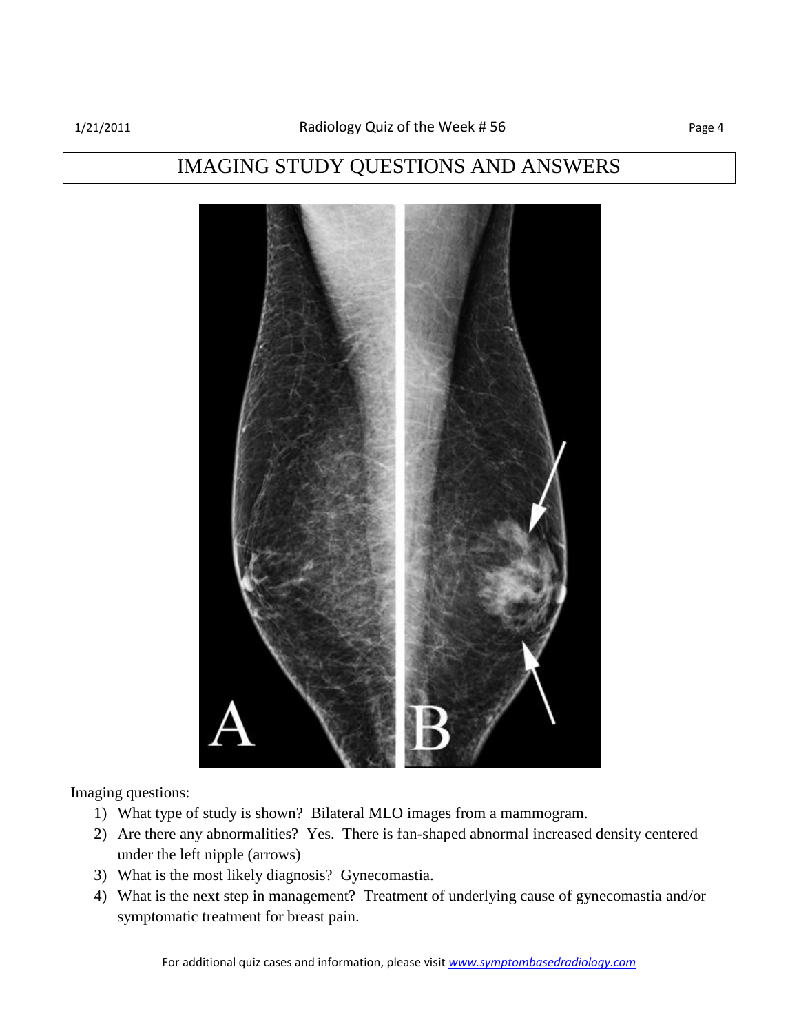# IMAGING STUDY QUESTIONS AND ANSWERS

Imaging questions:

1) What type of study is shown? Bilateral MLO images from a mammogram.
2) Are there any abnormalities? Yes. There is fan-shaped abnormal increased density centered under the left nipple (arrows)
3) What is the most likely diagnosis? Gynecomastia.
4) What is the next step in management? Treatment of underlying cause of gynecomastia and/or symptomatic treatment for breast pain.

For additional quiz cases and information, please visit *www.symptombasedradiology.com*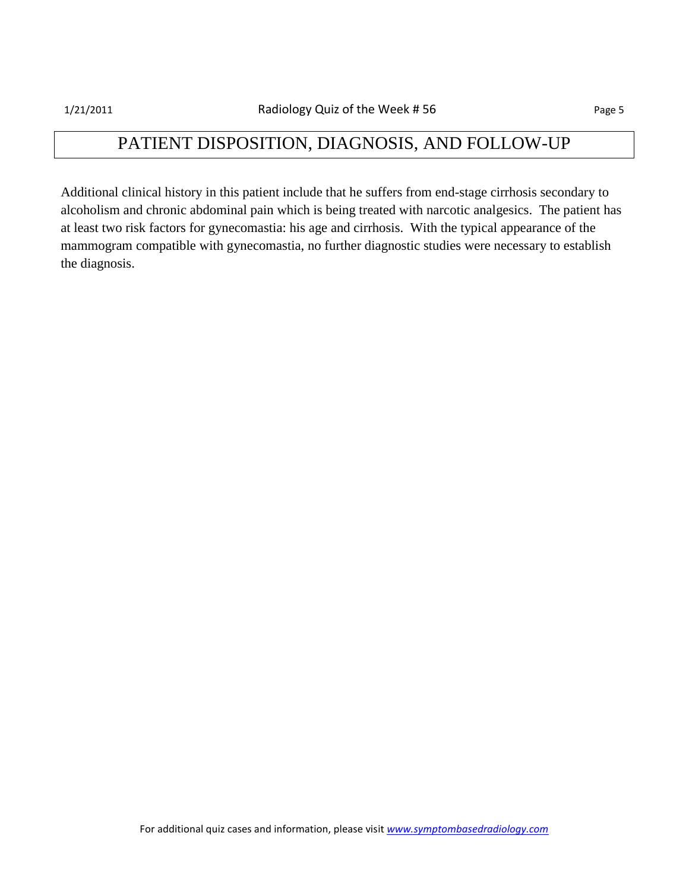# PATIENT DISPOSITION, DIAGNOSIS, AND FOLLOW-UP

Additional clinical history in this patient include that he suffers from end-stage cirrhosis secondary to alcoholism and chronic abdominal pain which is being treated with narcotic analgesics. The patient has at least two risk factors for gynecomastia: his age and cirrhosis. With the typical appearance of the mammogram compatible with gynecomastia, no further diagnostic studies were necessary to establish the diagnosis.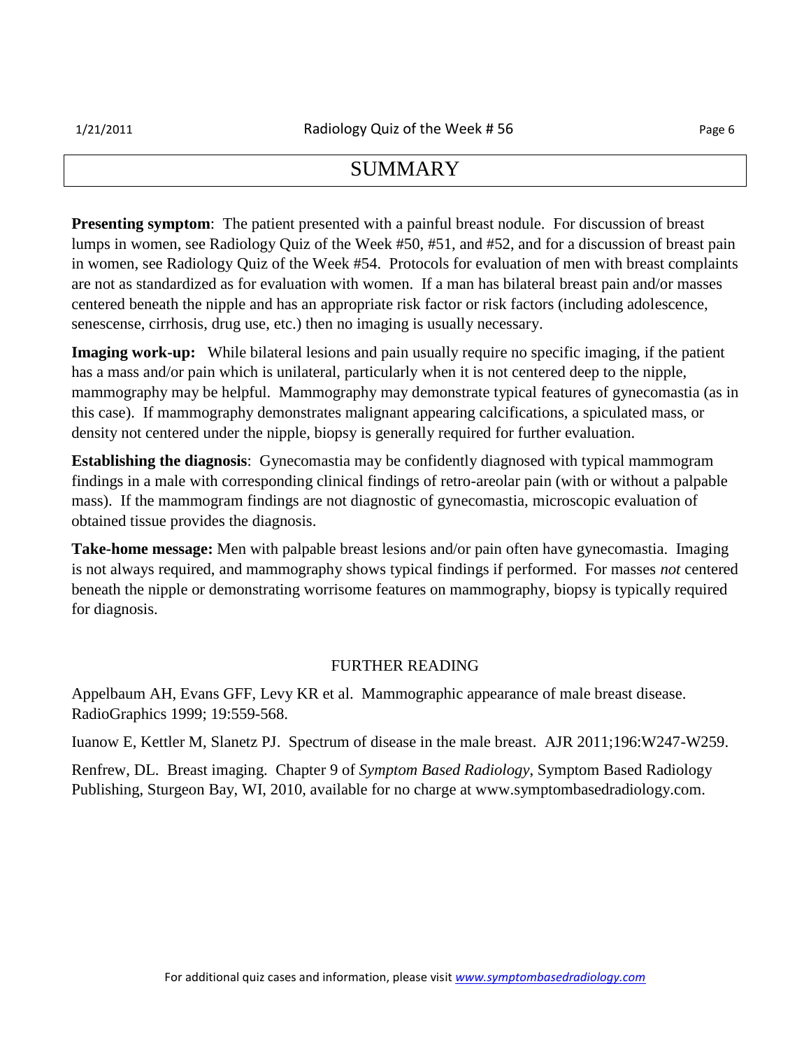# SUMMARY

**Presenting symptom**: The patient presented with a painful breast nodule. For discussion of breast lumps in women, see Radiology Quiz of the Week #50, #51, and #52, and for a discussion of breast pain in women, see Radiology Quiz of the Week #54. Protocols for evaluation of men with breast complaints are not as standardized as for evaluation with women. If a man has bilateral breast pain and/or masses centered beneath the nipple and has an appropriate risk factor or risk factors (including adolescence, senescense, cirrhosis, drug use, etc.) then no imaging is usually necessary.

**Imaging work-up:** While bilateral lesions and pain usually require no specific imaging, if the patient has a mass and/or pain which is unilateral, particularly when it is not centered deep to the nipple, mammography may be helpful. Mammography may demonstrate typical features of gynecomastia (as in this case). If mammography demonstrates malignant appearing calcifications, a spiculated mass, or density not centered under the nipple, biopsy is generally required for further evaluation.

**Establishing the diagnosis**: Gynecomastia may be confidently diagnosed with typical mammogram findings in a male with corresponding clinical findings of retro-areolar pain (with or without a palpable mass). If the mammogram findings are not diagnostic of gynecomastia, microscopic evaluation of obtained tissue provides the diagnosis.

**Take-home message:** Men with palpable breast lesions and/or pain often have gynecomastia. Imaging is not always required, and mammography shows typical findings if performed. For masses *not* centered beneath the nipple or demonstrating worrisome features on mammography, biopsy is typically required for diagnosis.

## FURTHER READING

Appelbaum AH, Evans GFF, Levy KR et al. Mammographic appearance of male breast disease. RadioGraphics 1999; 19:559-568.

Iuanow E, Kettler M, Slanetz PJ. Spectrum of disease in the male breast. AJR 2011;196:W247-W259.

Renfrew, DL. Breast imaging. Chapter 9 of *Symptom Based Radiology*, Symptom Based Radiology Publishing, Sturgeon Bay, WI, 2010, available for no charge at www.symptombasedradiology.com.